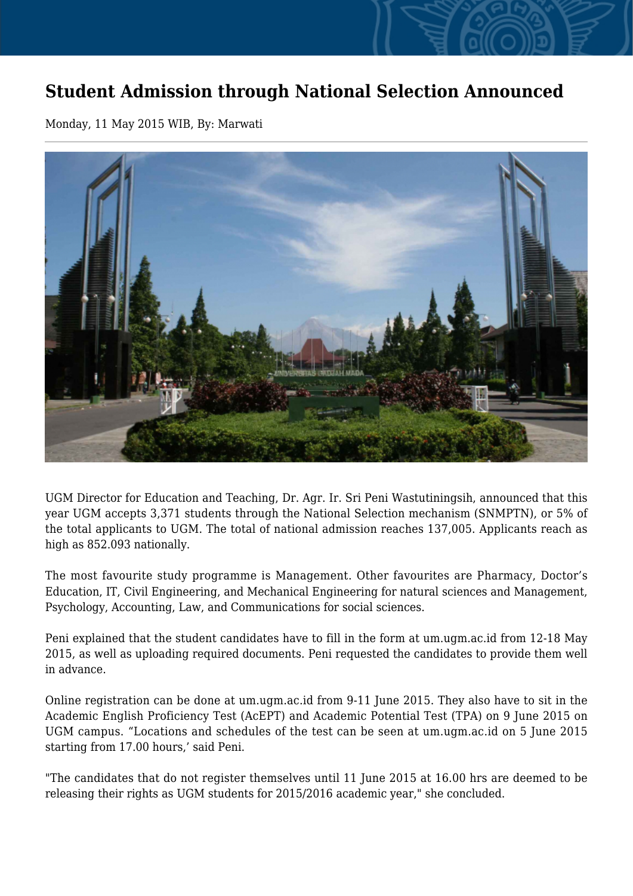# Student Admission through National Selection Announced

Monday, 11 May 2015 WIB, By: Marwati

---

UGM Director for Education and Teaching, Dr. Agr. Ir. Sri Peni Wastutiningsih, announced that this year UGM accepts 3,371 students through the National Selection mechanism (SNMPTN), or 5% of the total applicants to UGM. The total of national admission reaches 137,005. Applicants reach as high as 852.093 nationally.

The most favourite study programme is Management. Other favourites are Pharmacy, Doctor's Education, IT, Civil Engineering, and Mechanical Engineering for natural sciences and Management, Psychology, Accounting, Law, and Communications for social sciences.

Peni explained that the student candidates have to fill in the form at um.ugm.ac.id from 12-18 May 2015, as well as uploading required documents. Peni requested the candidates to provide them well in advance.

Online registration can be done at um.ugm.ac.id from 9-11 June 2015. They also have to sit in the Academic English Proficiency Test (AcEPT) and Academic Potential Test (TPA) on 9 June 2015 on UGM campus. "Locations and schedules of the test can be seen at um.ugm.ac.id on 5 June 2015 starting from 17.00 hours,' said Peni.

"The candidates that do not register themselves until 11 June 2015 at 16.00 hrs are deemed to be releasing their rights as UGM students for 2015/2016 academic year," she concluded.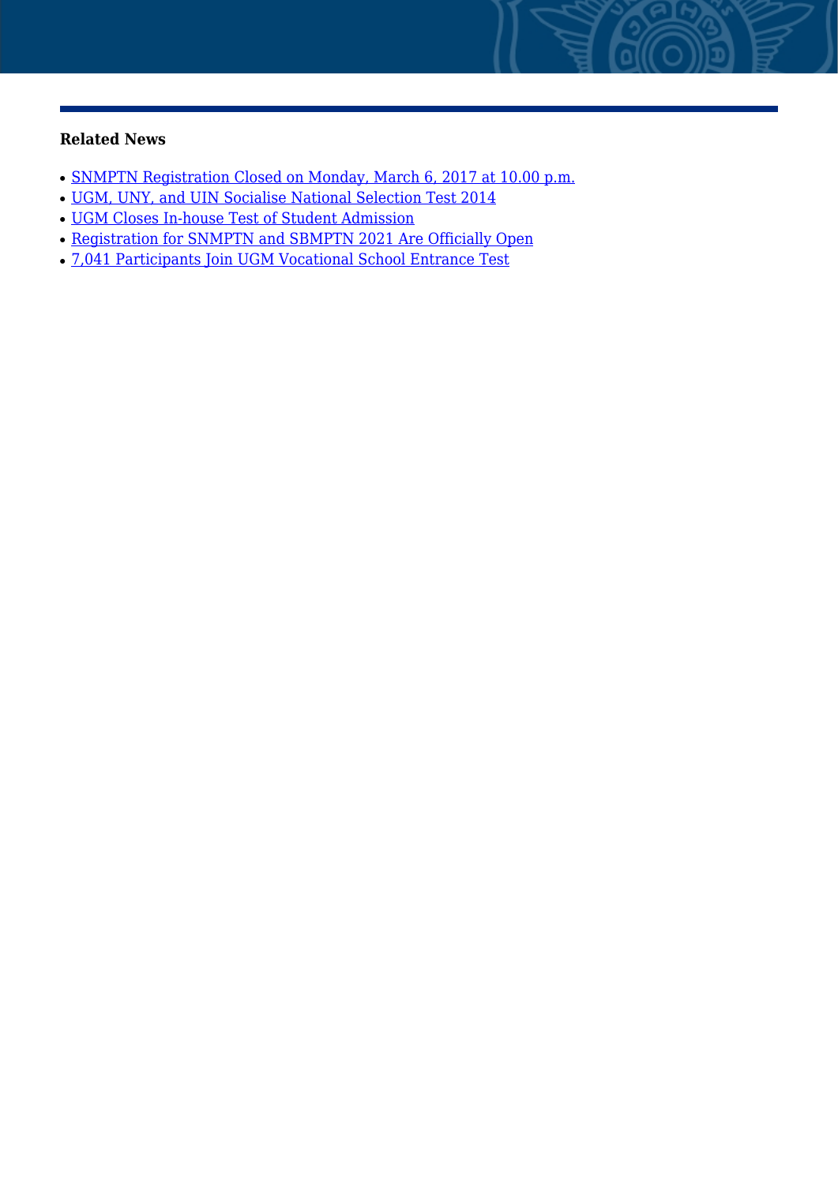**Related News**

- SNMPTN Registration Closed on Monday, March 6, 2017 at 10.00 p.m.
- UGM, UNY, and UIN Socialise National Selection Test 2014
- UGM Closes In-house Test of Student Admission
- Registration for SNMPTN and SBMPTN 2021 Are Officially Open
- 7,041 Participants Join UGM Vocational School Entrance Test